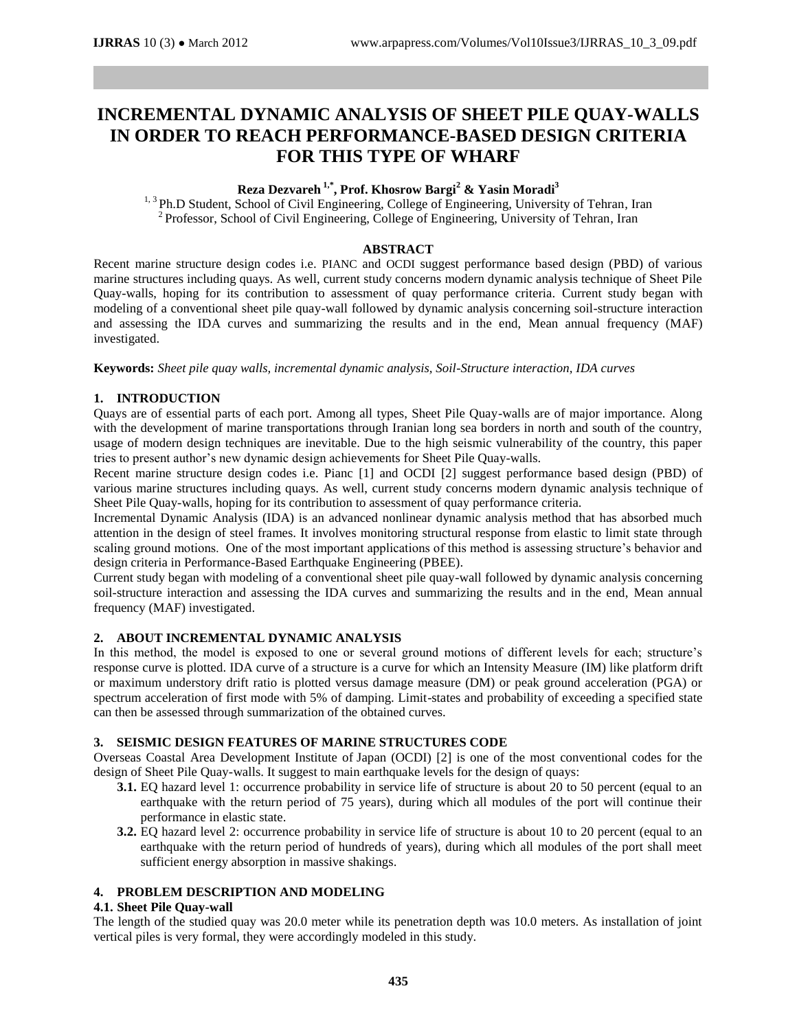# INCREMENTAL DYNAMIC ANALYSIS OF SHEET PILE QUAY-WALLS IN ORDER TO REACH PERFORMANCE-BASED DESIGN CRITERIA FOR THIS TYPE OF WHARF

**Reza Dezvareh [1,*], Prof. Khosrow Bargi [2] & Yasin Moradi [3]**

[1, 3] Ph.D Student, School of Civil Engineering, College of Engineering, University of Tehran, Iran
[2] Professor, School of Civil Engineering, College of Engineering, University of Tehran, Iran

## ABSTRACT

Recent marine structure design codes i.e. PIANC and OCDI suggest performance based design (PBD) of various marine structures including quays. As well, current study concerns modern dynamic analysis technique of Sheet Pile Quay-walls, hoping for its contribution to assessment of quay performance criteria. Current study began with modeling of a conventional sheet pile quay-wall followed by dynamic analysis concerning soil-structure interaction and assessing the IDA curves and summarizing the results and in the end, Mean annual frequency (MAF) investigated.

**Keywords:** *Sheet pile quay walls, incremental dynamic analysis, Soil-Structure interaction, IDA curves*

## 1. INTRODUCTION

Quays are of essential parts of each port. Among all types, Sheet Pile Quay-walls are of major importance. Along with the development of marine transportations through Iranian long sea borders in north and south of the country, usage of modern design techniques are inevitable. Due to the high seismic vulnerability of the country, this paper tries to present author's new dynamic design achievements for Sheet Pile Quay-walls.

Recent marine structure design codes i.e. Pianc [1] and OCDI [2] suggest performance based design (PBD) of various marine structures including quays. As well, current study concerns modern dynamic analysis technique of Sheet Pile Quay-walls, hoping for its contribution to assessment of quay performance criteria.

Incremental Dynamic Analysis (IDA) is an advanced nonlinear dynamic analysis method that has absorbed much attention in the design of steel frames. It involves monitoring structural response from elastic to limit state through scaling ground motions. One of the most important applications of this method is assessing structure's behavior and design criteria in Performance-Based Earthquake Engineering (PBEE).

Current study began with modeling of a conventional sheet pile quay-wall followed by dynamic analysis concerning soil-structure interaction and assessing the IDA curves and summarizing the results and in the end, Mean annual frequency (MAF) investigated.

## 2. ABOUT INCREMENTAL DYNAMIC ANALYSIS

In this method, the model is exposed to one or several ground motions of different levels for each; structure's response curve is plotted. IDA curve of a structure is a curve for which an Intensity Measure (IM) like platform drift or maximum understory drift ratio is plotted versus damage measure (DM) or peak ground acceleration (PGA) or spectrum acceleration of first mode with 5% of damping. Limit-states and probability of exceeding a specified state can then be assessed through summarization of the obtained curves.

## 3. SEISMIC DESIGN FEATURES OF MARINE STRUCTURES CODE

Overseas Coastal Area Development Institute of Japan (OCDI) [2] is one of the most conventional codes for the design of Sheet Pile Quay-walls. It suggest to main earthquake levels for the design of quays:

- **3.1.** EQ hazard level 1: occurrence probability in service life of structure is about 20 to 50 percent (equal to an earthquake with the return period of 75 years), during which all modules of the port will continue their performance in elastic state.
- **3.2.** EQ hazard level 2: occurrence probability in service life of structure is about 10 to 20 percent (equal to an earthquake with the return period of hundreds of years), during which all modules of the port shall meet sufficient energy absorption in massive shakings.

## 4. PROBLEM DESCRIPTION AND MODELING

### 4.1. Sheet Pile Quay-wall

The length of the studied quay was 20.0 meter while its penetration depth was 10.0 meters. As installation of joint vertical piles is very formal, they were accordingly modeled in this study.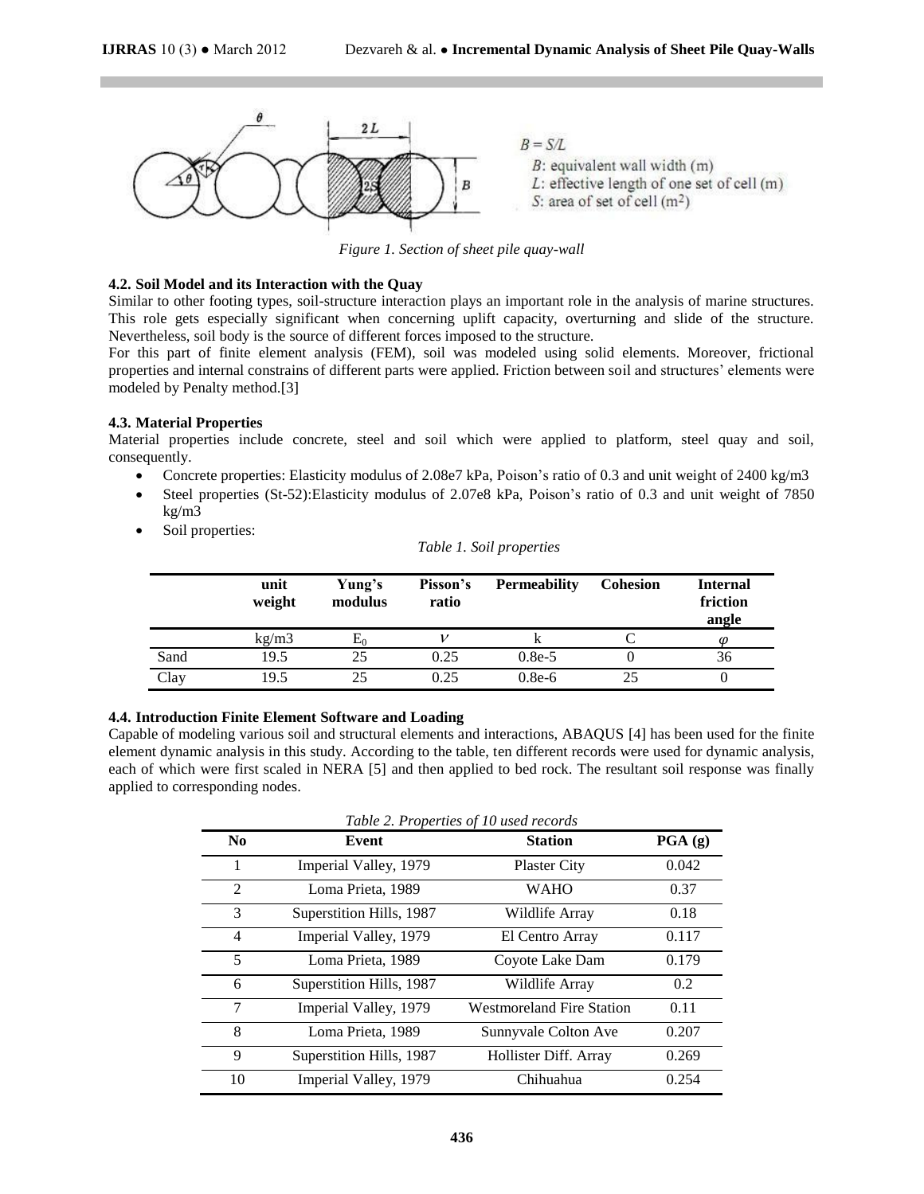$B = S/L$

$B$: equivalent wall width (m)

$L$: effective length of one set of cell (m)

$S$: area of set of cell (m[2])

*Figure 1. Section of sheet pile quay-wall*

### 4.2. Soil Model and its Interaction with the Quay

Similar to other footing types, soil-structure interaction plays an important role in the analysis of marine structures. This role gets especially significant when concerning uplift capacity, overturning and slide of the structure. Nevertheless, soil body is the source of different forces imposed to the structure.

For this part of finite element analysis (FEM), soil was modeled using solid elements. Moreover, frictional properties and internal constrains of different parts were applied. Friction between soil and structures' elements were modeled by Penalty method.[3]

### 4.3. Material Properties

Material properties include concrete, steel and soil which were applied to platform, steel quay and soil, consequently.

- Concrete properties: Elasticity modulus of 2.08e7 kPa, Poison's ratio of 0.3 and unit weight of 2400 kg/m3
- Steel properties (St-52):Elasticity modulus of 2.07e8 kPa, Poison's ratio of 0.3 and unit weight of 7850 kg/m3
- Soil properties:

*Table 1. Soil properties*

| | unit weight | Yung's modulus | Pisson's ratio | Permeability | Cohesion | Internal friction angle |
|---|---|---|---|---|---|---|
| | kg/m3 | $E_0$ | $\nu$ | k | C | $\varphi$ |
| Sand | 19.5 | 25 | 0.25 | 0.8e-5 | 0 | 36 |
| Clay | 19.5 | 25 | 0.25 | 0.8e-6 | 25 | 0 |

### 4.4. Introduction Finite Element Software and Loading

Capable of modeling various soil and structural elements and interactions, ABAQUS [4] has been used for the finite element dynamic analysis in this study. According to the table, ten different records were used for dynamic analysis, each of which were first scaled in NERA [5] and then applied to bed rock. The resultant soil response was finally applied to corresponding nodes.

*Table 2. Properties of 10 used records*

| No | Event | Station | PGA (g) |
|---|---|---|---|
| 1 | Imperial Valley, 1979 | Plaster City | 0.042 |
| 2 | Loma Prieta, 1989 | WAHO | 0.37 |
| 3 | Superstition Hills, 1987 | Wildlife Array | 0.18 |
| 4 | Imperial Valley, 1979 | El Centro Array | 0.117 |
| 5 | Loma Prieta, 1989 | Coyote Lake Dam | 0.179 |
| 6 | Superstition Hills, 1987 | Wildlife Array | 0.2 |
| 7 | Imperial Valley, 1979 | Westmoreland Fire Station | 0.11 |
| 8 | Loma Prieta, 1989 | Sunnyvale Colton Ave | 0.207 |
| 9 | Superstition Hills, 1987 | Hollister Diff. Array | 0.269 |
| 10 | Imperial Valley, 1979 | Chihuahua | 0.254 |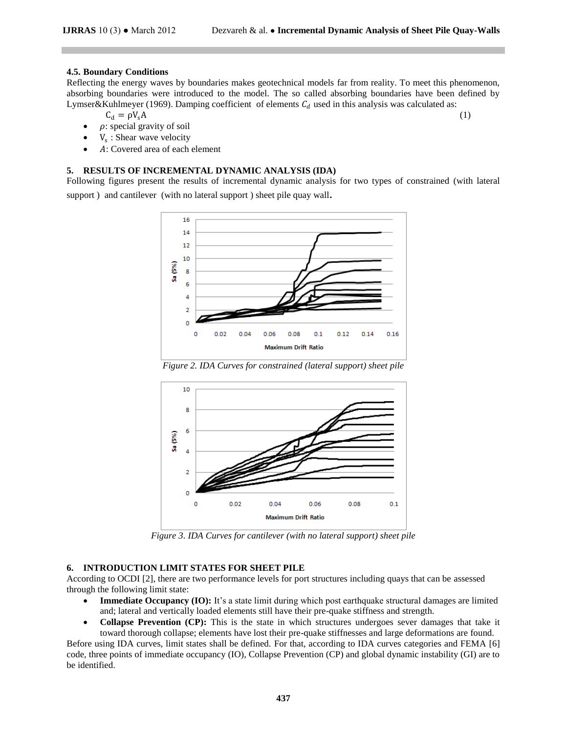### 4.5. Boundary Conditions

Reflecting the energy waves by boundaries makes geotechnical models far from reality. To meet this phenomenon, absorbing boundaries were introduced to the model. The so called absorbing boundaries have been defined by Lymser&Kuhlmeyer (1969). Damping coefficient of elements $C_d$ used in this analysis was calculated as:

$$C_d = \rho V_s A \quad (1)$$

- $\rho$: special gravity of soil
- $V_s$ : Shear wave velocity
- $A$: Covered area of each element

## 5. RESULTS OF INCREMENTAL DYNAMIC ANALYSIS (IDA)

Following figures present the results of incremental dynamic analysis for two types of constrained (with lateral support ) and cantilever (with no lateral support ) sheet pile quay wall.

*Figure 2. IDA Curves for constrained (lateral support) sheet pile*

*Figure 3. IDA Curves for cantilever (with no lateral support) sheet pile*

## 6. INTRODUCTION LIMIT STATES FOR SHEET PILE

According to OCDI [2], there are two performance levels for port structures including quays that can be assessed through the following limit state:

- **Immediate Occupancy (IO):** It's a state limit during which post earthquake structural damages are limited and; lateral and vertically loaded elements still have their pre-quake stiffness and strength.
- **Collapse Prevention (CP):** This is the state in which structures undergoes sever damages that take it toward thorough collapse; elements have lost their pre-quake stiffnesses and large deformations are found.

Before using IDA curves, limit states shall be defined. For that, according to IDA curves categories and FEMA [6] code, three points of immediate occupancy (IO), Collapse Prevention (CP) and global dynamic instability (GI) are to be identified.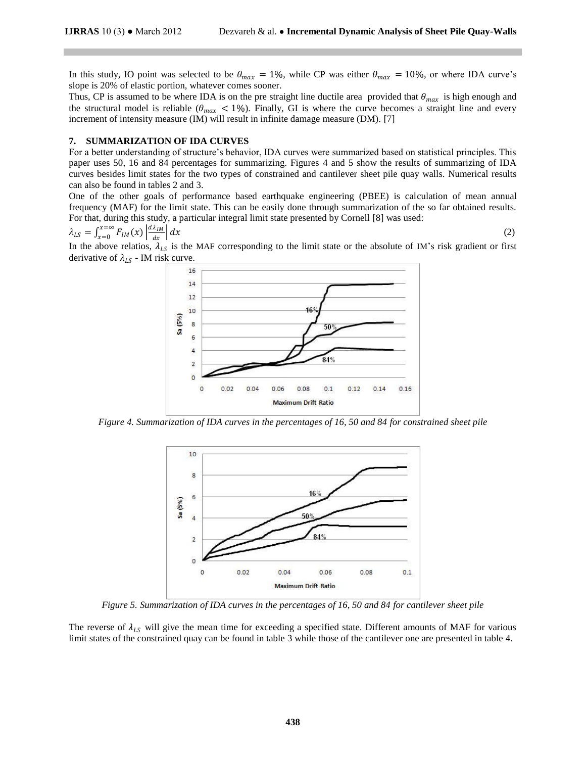In this study, IO point was selected to be $\theta_{max} = 1\%$, while CP was either $\theta_{max} = 10\%$, or where IDA curve's slope is 20% of elastic portion, whatever comes sooner.

Thus, CP is assumed to be where IDA is on the pre straight line ductile area provided that $\theta_{max}$ is high enough and the structural model is reliable ($\theta_{max} < 1\%$). Finally, GI is where the curve becomes a straight line and every increment of intensity measure (IM) will result in infinite damage measure (DM). [7]

## 7. SUMMARIZATION OF IDA CURVES

For a better understanding of structure's behavior, IDA curves were summarized based on statistical principles. This paper uses 50, 16 and 84 percentages for summarizing. Figures 4 and 5 show the results of summarizing of IDA curves besides limit states for the two types of constrained and cantilever sheet pile quay walls. Numerical results can also be found in tables 2 and 3.

One of the other goals of performance based earthquake engineering (PBEE) is calculation of mean annual frequency (MAF) for the limit state. This can be easily done through summarization of the so far obtained results. For that, during this study, a particular integral limit state presented by Cornell [8] was used:

$$\lambda_{LS} = \int_{x=0}^{x=\infty} F_{IM}(x) \left| \frac{d\lambda_{IM}}{dx} \right| dx \tag{2}$$

In the above relatios, $\lambda_{LS}$ is the MAF corresponding to the limit state or the absolute of IM's risk gradient or first derivative of $\lambda_{LS}$ - IM risk curve.

*Figure 4. Summarization of IDA curves in the percentages of 16, 50 and 84 for constrained sheet pile*

*Figure 5. Summarization of IDA curves in the percentages of 16, 50 and 84 for cantilever sheet pile*

The reverse of $\lambda_{LS}$ will give the mean time for exceeding a specified state. Different amounts of MAF for various limit states of the constrained quay can be found in table 3 while those of the cantilever one are presented in table 4.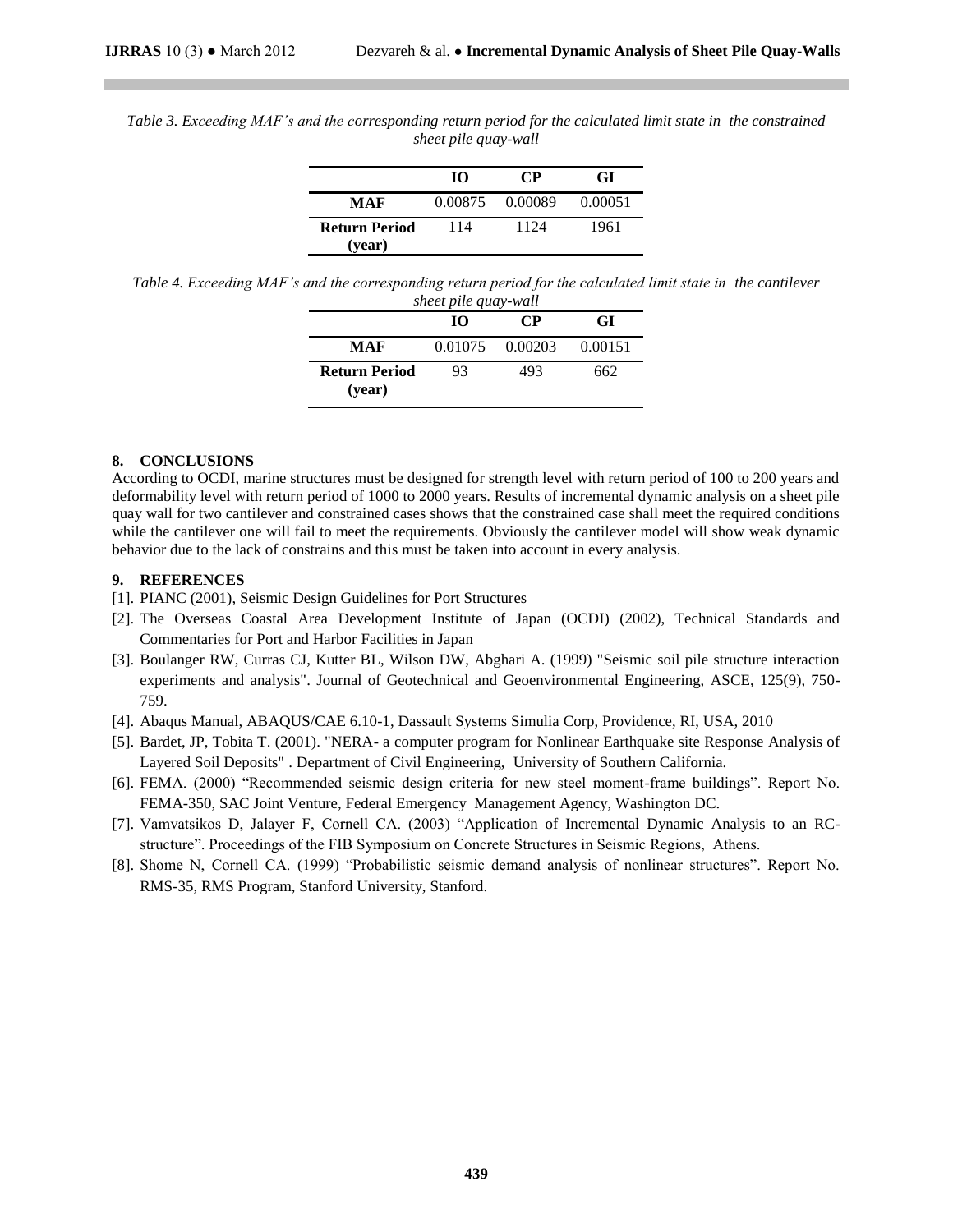*Table 3. Exceeding MAF's and the corresponding return period for the calculated limit state in the constrained sheet pile quay-wall*

| | IO | CP | GI |
|---|---|---|---|
| **MAF** | 0.00875 | 0.00089 | 0.00051 |
| **Return Period (year)** | 114 | 1124 | 1961 |

*Table 4. Exceeding MAF's and the corresponding return period for the calculated limit state in the cantilever sheet pile quay-wall*

| | IO | CP | GI |
|---|---|---|---|
| **MAF** | 0.01075 | 0.00203 | 0.00151 |
| **Return Period (year)** | 93 | 493 | 662 |

## 8. CONCLUSIONS

According to OCDI, marine structures must be designed for strength level with return period of 100 to 200 years and deformability level with return period of 1000 to 2000 years. Results of incremental dynamic analysis on a sheet pile quay wall for two cantilever and constrained cases shows that the constrained case shall meet the required conditions while the cantilever one will fail to meet the requirements. Obviously the cantilever model will show weak dynamic behavior due to the lack of constrains and this must be taken into account in every analysis.

## 9. REFERENCES

[1]. PIANC (2001), Seismic Design Guidelines for Port Structures

[2]. The Overseas Coastal Area Development Institute of Japan (OCDI) (2002), Technical Standards and Commentaries for Port and Harbor Facilities in Japan

[3]. Boulanger RW, Curras CJ, Kutter BL, Wilson DW, Abghari A. (1999) "Seismic soil pile structure interaction experiments and analysis". Journal of Geotechnical and Geoenvironmental Engineering, ASCE, 125(9), 750-759.

[4]. Abaqus Manual, ABAQUS/CAE 6.10-1, Dassault Systems Simulia Corp, Providence, RI, USA, 2010

[5]. Bardet, JP, Tobita T. (2001). "NERA- a computer program for Nonlinear Earthquake site Response Analysis of Layered Soil Deposits" . Department of Civil Engineering, University of Southern California.

[6]. FEMA. (2000) "Recommended seismic design criteria for new steel moment-frame buildings". Report No. FEMA-350, SAC Joint Venture, Federal Emergency Management Agency, Washington DC.

[7]. Vamvatsikos D, Jalayer F, Cornell CA. (2003) "Application of Incremental Dynamic Analysis to an RC-structure". Proceedings of the FIB Symposium on Concrete Structures in Seismic Regions, Athens.

[8]. Shome N, Cornell CA. (1999) "Probabilistic seismic demand analysis of nonlinear structures". Report No. RMS-35, RMS Program, Stanford University, Stanford.